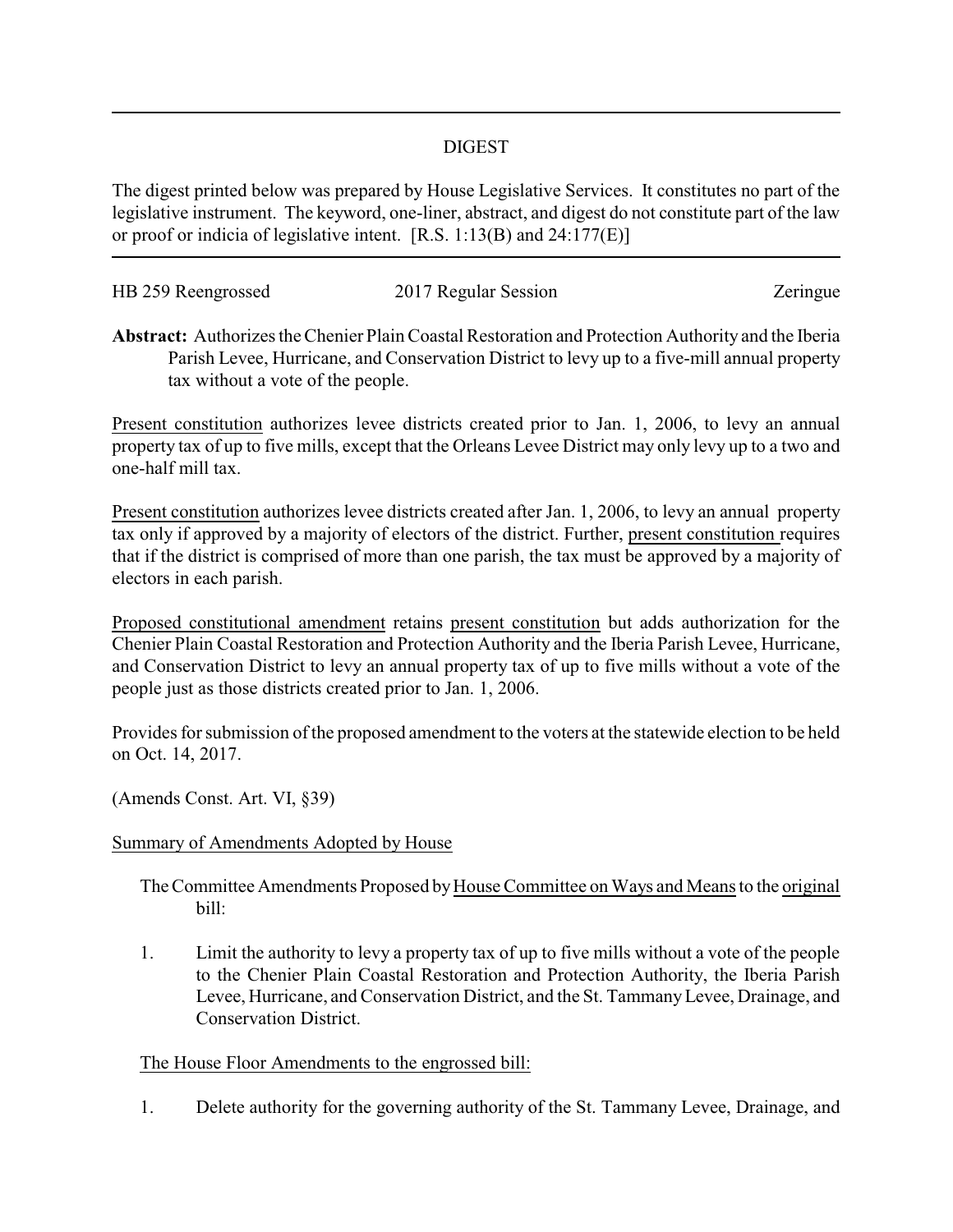# DIGEST

The digest printed below was prepared by House Legislative Services. It constitutes no part of the legislative instrument. The keyword, one-liner, abstract, and digest do not constitute part of the law or proof or indicia of legislative intent. [R.S. 1:13(B) and 24:177(E)]

HB 259 Reengrossed | 2017 Regular Session | Zeringue

**Abstract:** Authorizes the Chenier Plain Coastal Restoration and Protection Authority and the Iberia Parish Levee, Hurricane, and Conservation District to levy up to a five-mill annual property tax without a vote of the people.

Present constitution authorizes levee districts created prior to Jan. 1, 2006, to levy an annual property tax of up to five mills, except that the Orleans Levee District may only levy up to a two and one-half mill tax.

Present constitution authorizes levee districts created after Jan. 1, 2006, to levy an annual property tax only if approved by a majority of electors of the district. Further, present constitution requires that if the district is comprised of more than one parish, the tax must be approved by a majority of electors in each parish.

Proposed constitutional amendment retains present constitution but adds authorization for the Chenier Plain Coastal Restoration and Protection Authority and the Iberia Parish Levee, Hurricane, and Conservation District to levy an annual property tax of up to five mills without a vote of the people just as those districts created prior to Jan. 1, 2006.

Provides for submission of the proposed amendment to the voters at the statewide election to be held on Oct. 14, 2017.

(Amends Const. Art. VI, §39)

Summary of Amendments Adopted by House

The Committee Amendments Proposed by House Committee on Ways and Means to the original bill:

1. Limit the authority to levy a property tax of up to five mills without a vote of the people to the Chenier Plain Coastal Restoration and Protection Authority, the Iberia Parish Levee, Hurricane, and Conservation District, and the St. Tammany Levee, Drainage, and Conservation District.

The House Floor Amendments to the engrossed bill:

1. Delete authority for the governing authority of the St. Tammany Levee, Drainage, and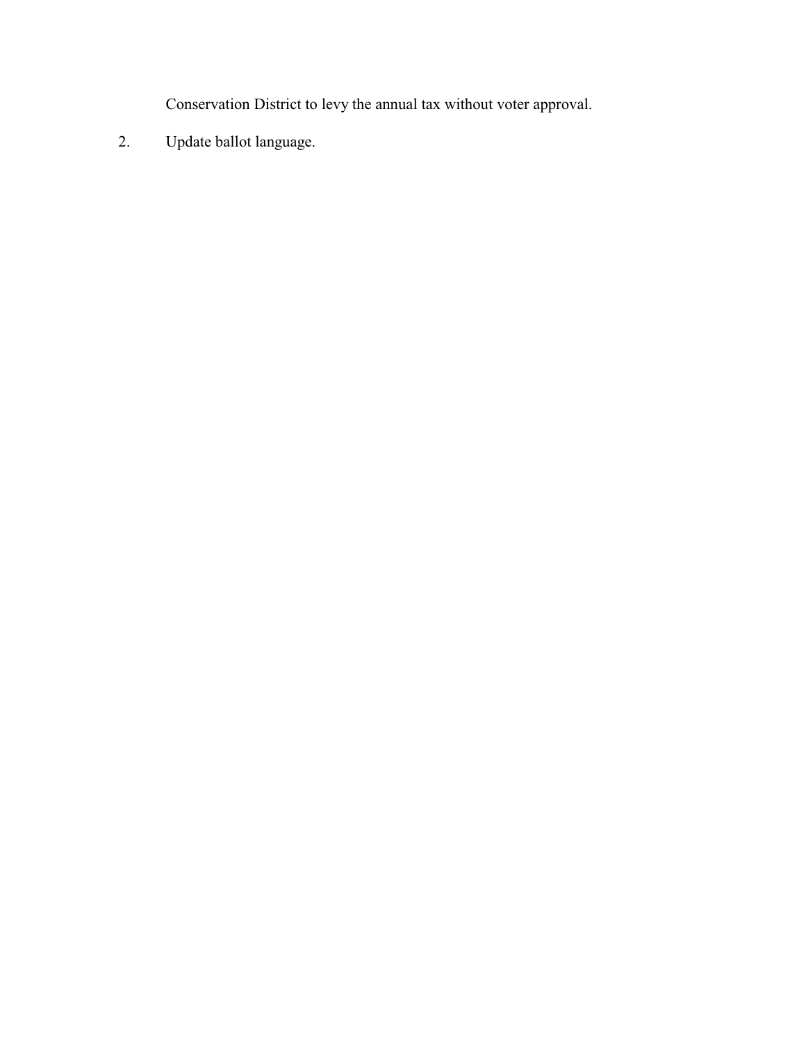Conservation District to levy the annual tax without voter approval.

2. Update ballot language.